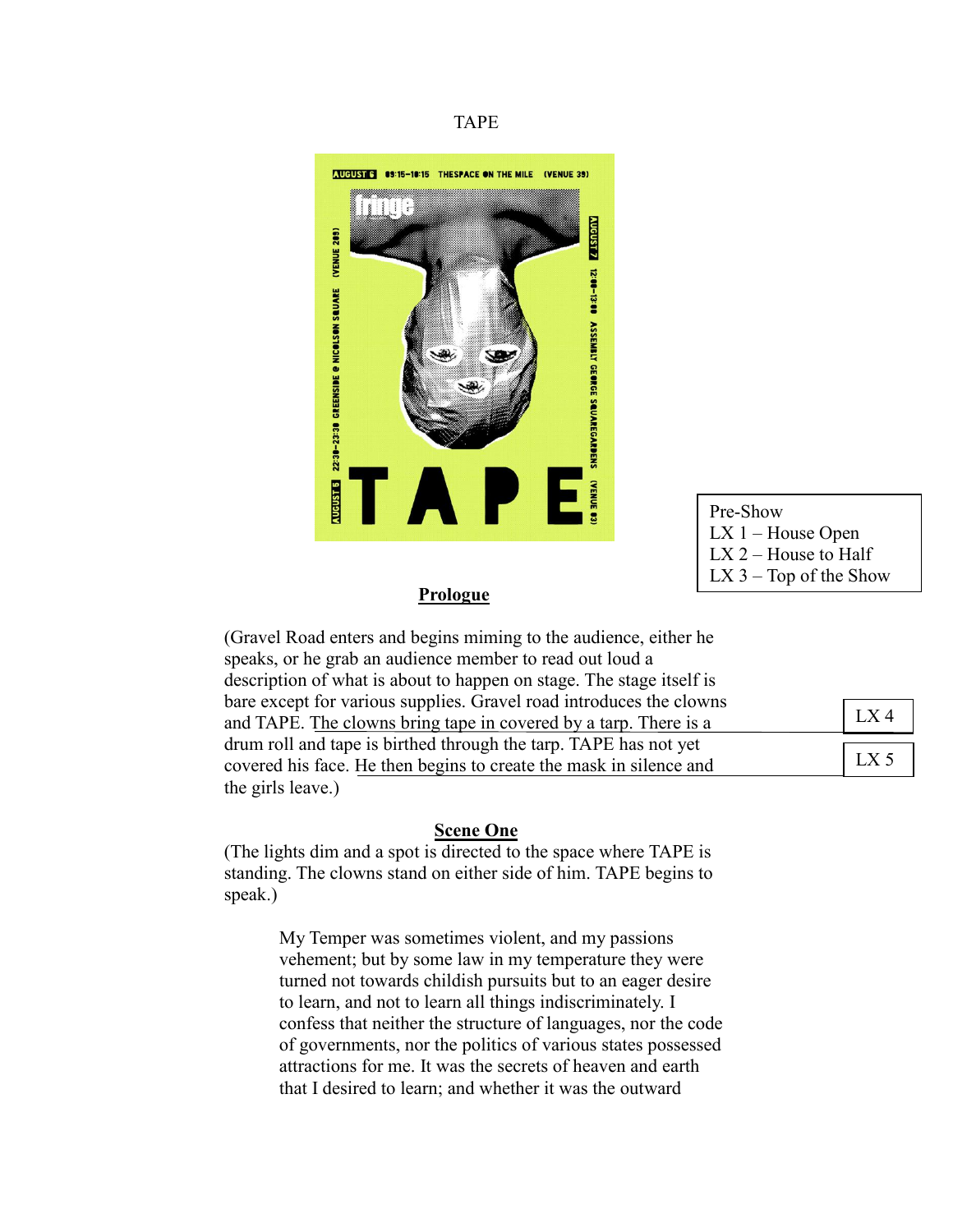TAPE

Pre-Show
LX 1 – House Open
LX 2 – House to Half
LX 3 – Top of the Show

**Prologue**

(Gravel Road enters and begins miming to the audience, either he speaks, or he grab an audience member to read out loud a description of what is about to happen on stage. The stage itself is bare except for various supplies. Gravel road introduces the clowns and TAPE. The clowns bring tape in covered by a tarp. There is a drum roll and tape is birthed through the tarp. TAPE has not yet covered his face. He then begins to create the mask in silence and the girls leave.)

LX 4

LX 5

**Scene One**

(The lights dim and a spot is directed to the space where TAPE is standing. The clowns stand on either side of him. TAPE begins to speak.)

> My Temper was sometimes violent, and my passions vehement; but by some law in my temperature they were turned not towards childish pursuits but to an eager desire to learn, and not to learn all things indiscriminately. I confess that neither the structure of languages, nor the code of governments, nor the politics of various states possessed attractions for me. It was the secrets of heaven and earth that I desired to learn; and whether it was the outward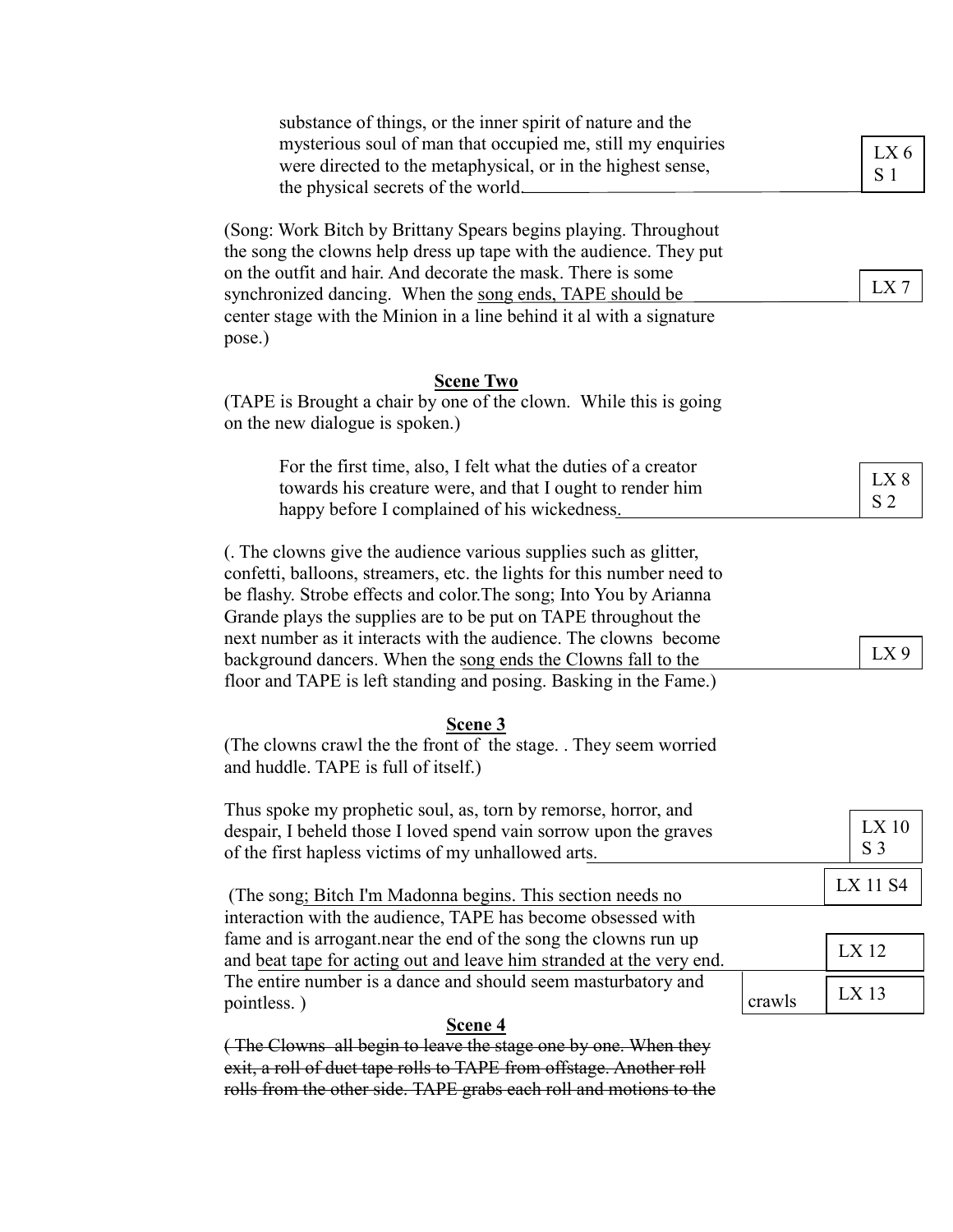substance of things, or the inner spirit of nature and the mysterious soul of man that occupied me, still my enquiries were directed to the metaphysical, or in the highest sense, the physical secrets of the world. LX 6 S 1

(Song: Work Bitch by Brittany Spears begins playing. Throughout the song the clowns help dress up tape with the audience. They put on the outfit and hair. And decorate the mask. There is some synchronized dancing. When the song ends, TAPE should be center stage with the Minion in a line behind it al with a signature pose.) LX 7

## Scene Two

(TAPE is Brought a chair by one of the clown. While this is going on the new dialogue is spoken.)

For the first time, also, I felt what the duties of a creator towards his creature were, and that I ought to render him happy before I complained of his wickedness. LX 8 S 2

(. The clowns give the audience various supplies such as glitter, confetti, balloons, streamers, etc. the lights for this number need to be flashy. Strobe effects and color.The song; Into You by Arianna Grande plays the supplies are to be put on TAPE throughout the next number as it interacts with the audience. The clowns become background dancers. When the song ends the Clowns fall to the floor and TAPE is left standing and posing. Basking in the Fame.) LX 9

## Scene 3

(The clowns crawl the the front of the stage. . They seem worried and huddle. TAPE is full of itself.)

Thus spoke my prophetic soul, as, torn by remorse, horror, and despair, I beheld those I loved spend vain sorrow upon the graves of the first hapless victims of my unhallowed arts. LX 10 S 3

(The song; Bitch I'm Madonna begins. This section needs no interaction with the audience, TAPE has become obsessed with fame and is arrogant.near the end of the song the clowns run up and beat tape for acting out and leave him stranded at the very end. The entire number is a dance and should seem masturbatory and pointless. ) LX 11 S4 LX 12 crawls LX 13

## Scene 4

~~( The Clowns all begin to leave the stage one by one. When they exit, a roll of duct tape rolls to TAPE from offstage. Another roll rolls from the other side. TAPE grabs each roll and motions to the~~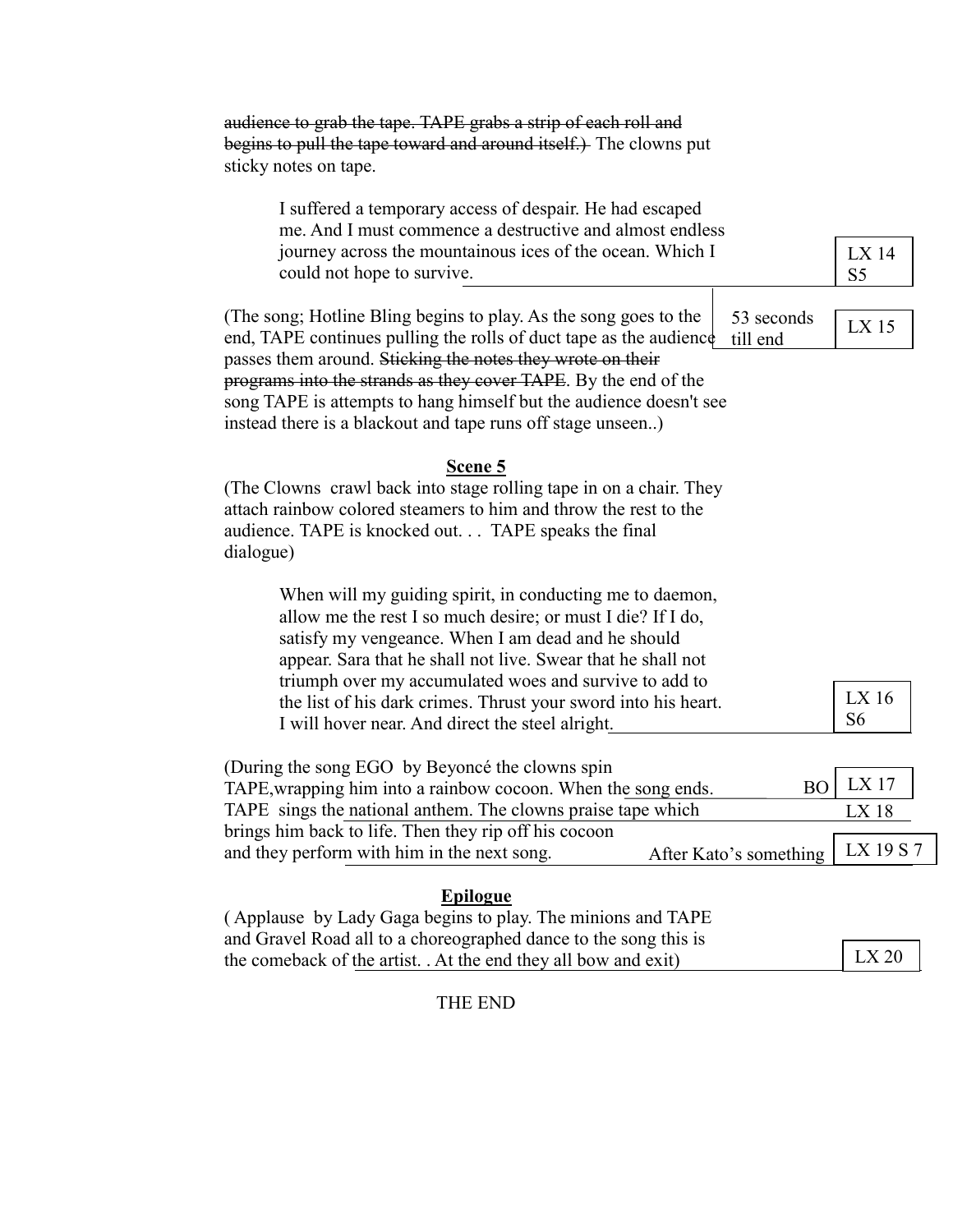~~audience to grab the tape. TAPE grabs a strip of each roll and begins to pull the tape toward and around itself.)~~ The clowns put sticky notes on tape.

> I suffered a temporary access of despair. He had escaped me. And I must commence a destructive and almost endless journey across the mountainous ices of the ocean. Which I could not hope to survive.

LX 14
S5

(The song; Hotline Bling begins to play. As the song goes to the end, TAPE continues pulling the rolls of duct tape as the audience passes them around. ~~Sticking the notes they wrote on their programs into the strands as they cover TAPE~~. By the end of the song TAPE is attempts to hang himself but the audience doesn't see instead there is a blackout and tape runs off stage unseen..)

53 seconds till end

LX 15

## Scene 5

(The Clowns crawl back into stage rolling tape in on a chair. They attach rainbow colored steamers to him and throw the rest to the audience. TAPE is knocked out. . . TAPE speaks the final dialogue)

> When will my guiding spirit, in conducting me to daemon, allow me the rest I so much desire; or must I die? If I do, satisfy my vengeance. When I am dead and he should appear. Sara that he shall not live. Swear that he shall not triumph over my accumulated woes and survive to add to the list of his dark crimes. Thrust your sword into his heart. I will hover near. And direct the steel alright.

LX 16
S6

(During the song EGO by Beyoncé the clowns spin TAPE,wrapping him into a rainbow cocoon. When the song ends. TAPE sings the national anthem. The clowns praise tape which brings him back to life. Then they rip off his cocoon and they perform with him in the next song.

BO | LX 17

LX 18

After Kato's something | LX 19 S 7

## Epilogue

( Applause by Lady Gaga begins to play. The minions and TAPE and Gravel Road all to a choreographed dance to the song this is the comeback of the artist. . At the end they all bow and exit)

LX 20

THE END